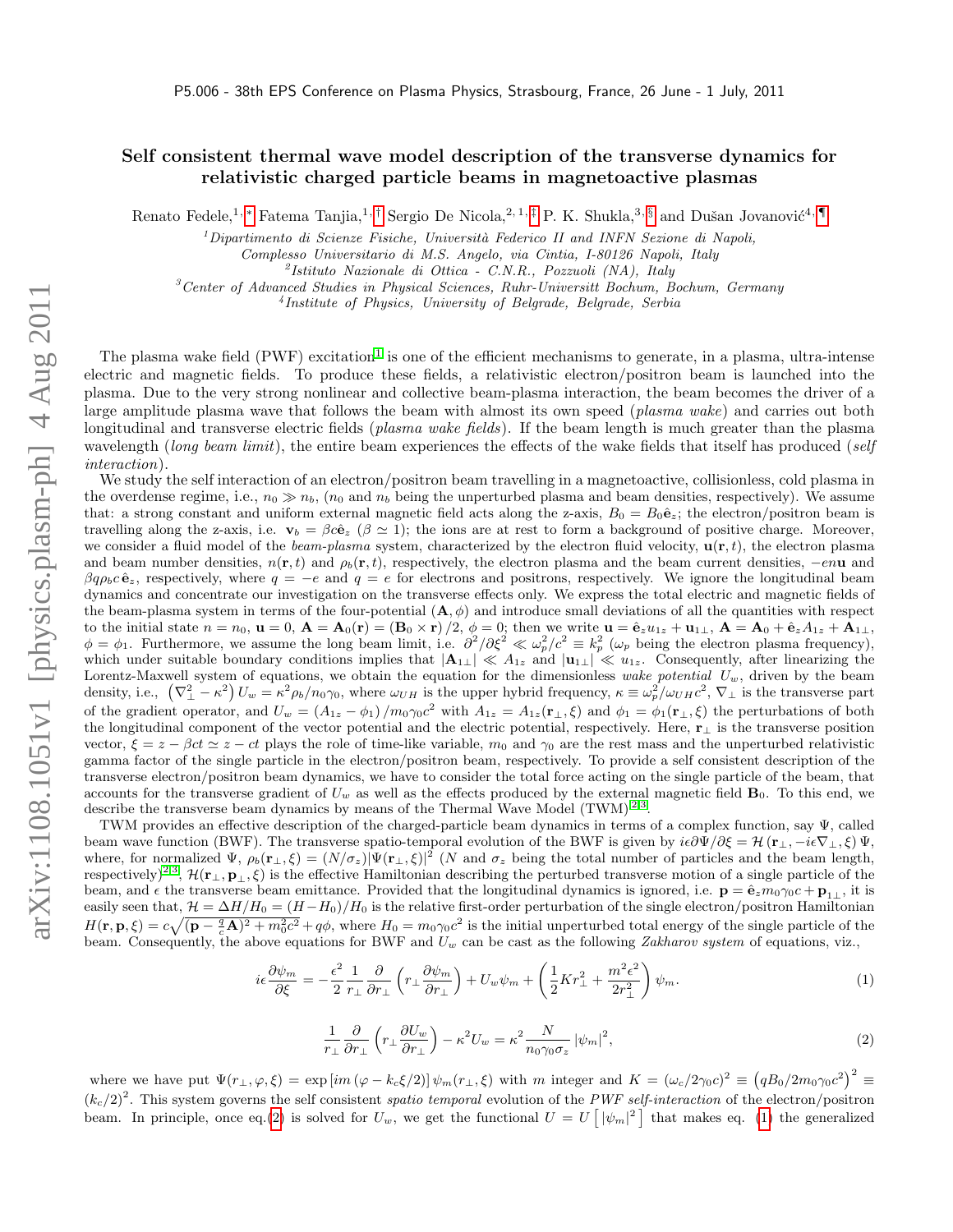P5.006 - 38th EPS Conference on Plasma Physics, Strasbourg, France, 26 June - 1 July, 2011

# Self consistent thermal wave model description of the transverse dynamics for relativistic charged particle beams in magnetoactive plasmas

Renato Fedele,[1,*] Fatema Tanjia,[1,†] Sergio De Nicola,[2,1,‡] P. K. Shukla,[3,§] and Dušan Jovanović[4,¶]

[1] Dipartimento di Scienze Fisiche, Università Federico II and INFN Sezione di Napoli, Complesso Universitario di M.S. Angelo, via Cintia, I-80126 Napoli, Italy

[2] Istituto Nazionale di Ottica - C.N.R., Pozzuoli (NA), Italy

[3] Center of Advanced Studies in Physical Sciences, Ruhr-Universitt Bochum, Bochum, Germany

[4] Institute of Physics, University of Belgrade, Belgrade, Serbia

The plasma wake field (PWF) excitation[1] is one of the efficient mechanisms to generate, in a plasma, ultra-intense electric and magnetic fields. To produce these fields, a relativistic electron/positron beam is launched into the plasma. Due to the very strong nonlinear and collective beam-plasma interaction, the beam becomes the driver of a large amplitude plasma wave that follows the beam with almost its own speed (*plasma wake*) and carries out both longitudinal and transverse electric fields (*plasma wake fields*). If the beam length is much greater than the plasma wavelength (*long beam limit*), the entire beam experiences the effects of the wake fields that itself has produced (*self interaction*).

We study the self interaction of an electron/positron beam travelling in a magnetoactive, collisionless, cold plasma in the overdense regime, i.e., $n_0 \gg n_b$, ($n_0$ and $n_b$ being the unperturbed plasma and beam densities, respectively). We assume that: a strong constant and uniform external magnetic field acts along the z-axis, $B_0 = B_0\hat{\mathbf{e}}_z$; the electron/positron beam is travelling along the z-axis, i.e. $\mathbf{v}_b = \beta c\hat{\mathbf{e}}_z$ ($\beta \simeq 1$); the ions are at rest to form a background of positive charge. Moreover, we consider a fluid model of the *beam-plasma* system, characterized by the electron fluid velocity, $\mathbf{u}(\mathbf{r}, t)$, the electron plasma and beam number densities, $n(\mathbf{r}, t)$ and $\rho_b(\mathbf{r}, t)$, respectively, the electron plasma and the beam current densities, $-en\mathbf{u}$ and $\beta q\rho_b c\hat{\mathbf{e}}_z$, respectively, where $q = -e$ and $q = e$ for electrons and positrons, respectively. We ignore the longitudinal beam dynamics and concentrate our investigation on the transverse effects only. We express the total electric and magnetic fields of the beam-plasma system in terms of the four-potential $(\mathbf{A}, \phi)$ and introduce small deviations of all the quantities with respect to the initial state $n = n_0$, $\mathbf{u} = 0$, $\mathbf{A} = \mathbf{A}_0(\mathbf{r}) = (\mathbf{B}_0 \times \mathbf{r})/2$, $\phi = 0$; then we write $\mathbf{u} = \hat{\mathbf{e}}_z u_{1z} + \mathbf{u}_{1\perp}$, $\mathbf{A} = \mathbf{A}_0 + \hat{\mathbf{e}}_z A_{1z} + \mathbf{A}_{1\perp}$, $\phi = \phi_1$. Furthermore, we assume the long beam limit, i.e. $\partial^2/\partial\xi^2 \ll \omega_p^2/c^2 \equiv k_p^2$ ($\omega_p$ being the electron plasma frequency), which under suitable boundary conditions implies that $|\mathbf{A}_{1\perp}| \ll A_{1z}$ and $|\mathbf{u}_{1\perp}| \ll u_{1z}$. Consequently, after linearizing the Lorentz-Maxwell system of equations, we obtain the equation for the dimensionless *wake potential* $U_w$, driven by the beam density, i.e., $\left(\nabla_\perp^2 - \kappa^2\right) U_w = \kappa^2 \rho_b / n_0\gamma_0$, where $\omega_{UH}$ is the upper hybrid frequency, $\kappa \equiv \omega_p^2/\omega_{UH}c^2$, $\nabla_\perp$ is the transverse part of the gradient operator, and $U_w = (A_{1z} - \phi_1)/m_0\gamma_0 c^2$ with $A_{1z} = A_{1z}(\mathbf{r}_\perp, \xi)$ and $\phi_1 = \phi_1(\mathbf{r}_\perp, \xi)$ the perturbations of both the longitudinal component of the vector potential and the electric potential, respectively. Here, $\mathbf{r}_\perp$ is the transverse position vector, $\xi = z - \beta ct \simeq z - ct$ plays the role of time-like variable, $m_0$ and $\gamma_0$ are the rest mass and the unperturbed relativistic gamma factor of the single particle in the electron/positron beam, respectively. To provide a self consistent description of the transverse electron/positron beam dynamics, we have to consider the total force acting on the single particle of the beam, that accounts for the transverse gradient of $U_w$ as well as the effects produced by the external magnetic field $\mathbf{B}_0$. To this end, we describe the transverse beam dynamics by means of the Thermal Wave Model (TWM)[2,3].

TWM provides an effective description of the charged-particle beam dynamics in terms of a complex function, say $\Psi$, called beam wave function (BWF). The transverse spatio-temporal evolution of the BWF is given by $i\epsilon\partial\Psi/\partial\xi = \mathcal{H}\left(\mathbf{r}_\perp, -i\epsilon\nabla_\perp, \xi\right)\Psi$, where, for normalized $\Psi$, $\rho_b(\mathbf{r}_\perp, \xi) = (N/\sigma_z)|\Psi(\mathbf{r}_\perp, \xi)|^2$ ($N$ and $\sigma_z$ being the total number of particles and the beam length, respectively)[2,3]; $\mathcal{H}(\mathbf{r}_\perp, \mathbf{p}_\perp, \xi)$ is the effective Hamiltonian describing the perturbed transverse motion of a single particle of the beam, and $\epsilon$ the transverse beam emittance. Provided that the longitudinal dynamics is ignored, i.e. $\mathbf{p} = \hat{\mathbf{e}}_z m_0\gamma_0 c + \mathbf{p}_{1\perp}$, it is easily seen that, $\mathcal{H} = \Delta H/H_0 = (H - H_0)/H_0$ is the relative first-order perturbation of the single electron/positron Hamiltonian $H(\mathbf{r}, \mathbf{p}, \xi) = c\sqrt{(\mathbf{p} - \frac{q}{c}\mathbf{A})^2 + m_0^2c^2} + q\phi$, where $H_0 = m_0\gamma_0 c^2$ is the initial unperturbed total energy of the single particle of the beam. Consequently, the above equations for BWF and $U_w$ can be cast as the following *Zakharov system* of equations, viz.,

$$i\epsilon\frac{\partial\psi_m}{\partial\xi} = -\frac{\epsilon^2}{2}\frac{1}{r_\perp}\frac{\partial}{\partial r_\perp}\left(r_\perp\frac{\partial\psi_m}{\partial r_\perp}\right) + U_w\psi_m + \left(\frac{1}{2}Kr_\perp^2 + \frac{m^2\epsilon^2}{2r_\perp^2}\right)\psi_m. \tag{1}$$

$$\frac{1}{r_\perp}\frac{\partial}{\partial r_\perp}\left(r_\perp\frac{\partial U_w}{\partial r_\perp}\right) - \kappa^2 U_w = \kappa^2\frac{N}{n_0\gamma_0\sigma_z}|\psi_m|^2, \tag{2}$$

where we have put $\Psi(r_\perp, \varphi, \xi) = \exp\left[im\left(\varphi - k_c\xi/2\right)\right]\psi_m(r_\perp, \xi)$ with $m$ integer and $K = (\omega_c/2\gamma_0 c)^2 \equiv \left(qB_0/2m_0\gamma_0 c^2\right)^2 \equiv (k_c/2)^2$. This system governs the self consistent *spatio temporal* evolution of the *PWF self-interaction* of the electron/positron beam. In principle, once eq.(2) is solved for $U_w$, we get the functional $U = U\left[|\psi_m|^2\right]$ that makes eq. (1) the generalized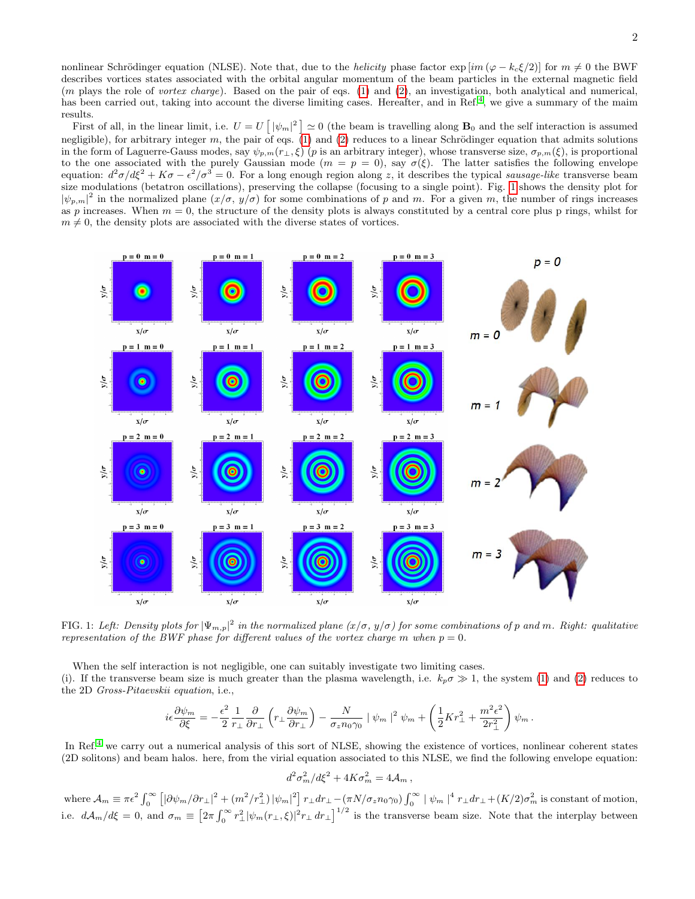nonlinear Schrödinger equation (NLSE). Note that, due to the *helicity* phase factor $\exp\left[im\left(\varphi - k_c\xi/2\right)\right]$ for $m \neq 0$ the BWF describes vortices states associated with the orbital angular momentum of the beam particles in the external magnetic field ($m$ plays the role of *vortex charge*). Based on the pair of eqs. (1) and (2), an investigation, both analytical and numerical, has been carried out, taking into account the diverse limiting cases. Hereafter, and in Ref.[4], we give a summary of the maim results.

First of all, in the linear limit, i.e. $U = U\left[|\psi_m|^2\right] \simeq 0$ (the beam is travelling along $\mathbf{B}_0$ and the self interaction is assumed negligible), for arbitrary integer $m$, the pair of eqs. (1) and (2) reduces to a linear Schrödinger equation that admits solutions in the form of Laguerre-Gauss modes, say $\psi_{p,m}(r_\perp, \xi)$ ($p$ is an arbitrary integer), whose transverse size, $\sigma_{p,m}(\xi)$, is proportional to the one associated with the purely Gaussian mode ($m = p = 0$), say $\sigma(\xi)$. The latter satisfies the following envelope equation: $d^2\sigma/d\xi^2 + K\sigma - \epsilon^2/\sigma^3 = 0$. For a long enough region along $z$, it describes the typical *sausage-like* transverse beam size modulations (betatron oscillations), preserving the collapse (focusing to a single point). Fig. 1 shows the density plot for $|\psi_{p,m}|^2$ in the normalized plane $(x/\sigma,\, y/\sigma)$ for some combinations of $p$ and $m$. For a given $m$, the number of rings increases as $p$ increases. When $m = 0$, the structure of the density plots is always constituted by a central core plus p rings, whilst for $m \neq 0$, the density plots are associated with the diverse states of vortices.

FIG. 1: *Left: Density plots for $|\Psi_{m,p}|^2$ in the normalized plane $(x/\sigma,\, y/\sigma)$ for some combinations of p and m. Right: qualitative representation of the BWF phase for different values of the vortex charge m when p = 0.*

When the self interaction is not negligible, one can suitably investigate two limiting cases.
(i). If the transverse beam size is much greater than the plasma wavelength, i.e. $k_p\sigma \gg 1$, the system (1) and (2) reduces to the 2D *Gross-Pitaevskii equation*, i.e.,

$$i\epsilon\frac{\partial\psi_m}{\partial\xi} = -\frac{\epsilon^2}{2}\frac{1}{r_\perp}\frac{\partial}{\partial r_\perp}\left(r_\perp\frac{\partial\psi_m}{\partial r_\perp}\right) - \frac{N}{\sigma_z n_0\gamma_0}\mid\psi_m\mid^2\psi_m + \left(\frac{1}{2}Kr_\perp^2 + \frac{m^2\epsilon^2}{2r_\perp^2}\right)\psi_m\,.$$

In Ref.[4] we carry out a numerical analysis of this sort of NLSE, showing the existence of vortices, nonlinear coherent states (2D solitons) and beam halos. here, from the virial equation associated to this NLSE, we find the following envelope equation:

$$d^2\sigma_m^2/d\xi^2 + 4K\sigma_m^2 = 4\mathcal{A}_m\,,$$

where $\mathcal{A}_m \equiv \pi\epsilon^2\int_0^\infty\left[|\partial\psi_m/\partial r_\perp|^2 + (m^2/r_\perp^2)\,|\psi_m|^2\right]r_\perp dr_\perp - (\pi N/\sigma_z n_0\gamma_0)\int_0^\infty\mid\psi_m\mid^4 r_\perp dr_\perp + (K/2)\sigma_m^2$ is constant of motion, i.e. $d\mathcal{A}_m/d\xi = 0$, and $\sigma_m \equiv \left[2\pi\int_0^\infty r_\perp^2|\psi_m(r_\perp,\xi)|^2 r_\perp\, dr_\perp\right]^{1/2}$ is the transverse beam size. Note that the interplay between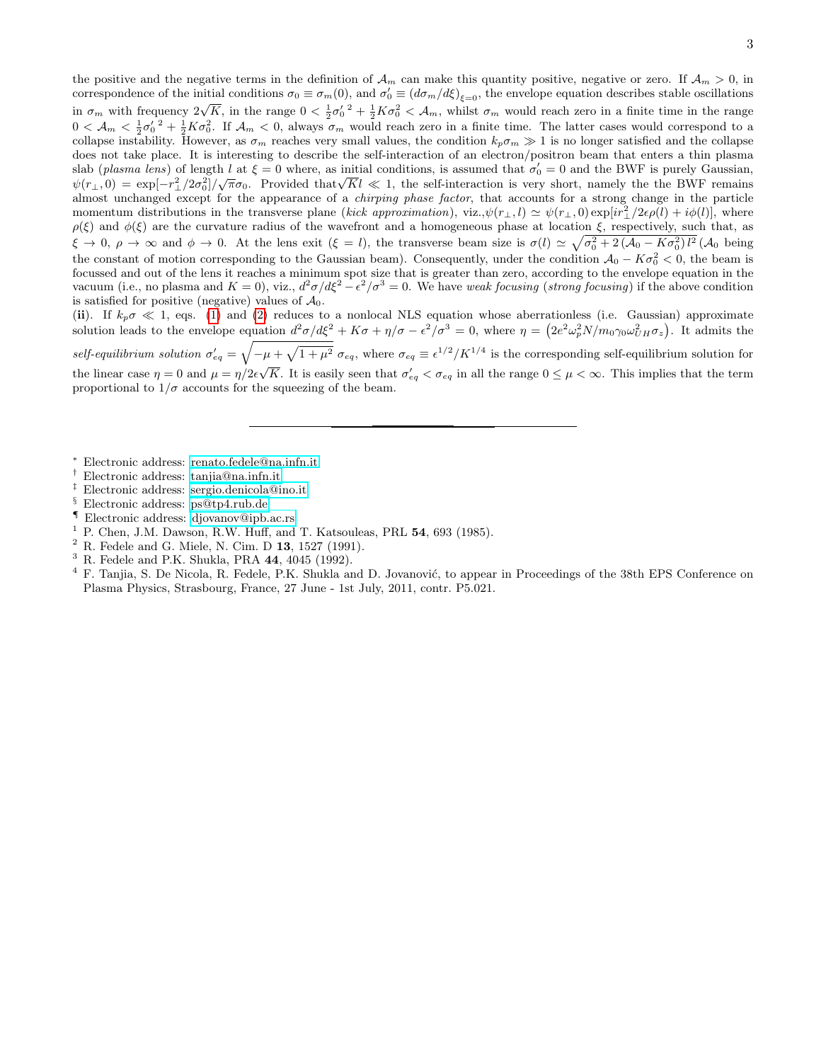the positive and the negative terms in the definition of $\mathcal{A}_m$ can make this quantity positive, negative or zero. If $\mathcal{A}_m > 0$, in correspondence of the initial conditions $\sigma_0 \equiv \sigma_m(0)$, and $\sigma_0' \equiv (d\sigma_m/d\xi)_{\xi=0}$, the envelope equation describes stable oscillations in $\sigma_m$ with frequency $2\sqrt{K}$, in the range $0 < \frac{1}{2}{\sigma_0'}^2 + \frac{1}{2}K\sigma_0^2 < \mathcal{A}_m$, whilst $\sigma_m$ would reach zero in a finite time in the range $0 < \mathcal{A}_m < \frac{1}{2}{\sigma_0'}^2 + \frac{1}{2}K\sigma_0^2$. If $\mathcal{A}_m < 0$, always $\sigma_m$ would reach zero in a finite time. The latter cases would correspond to a collapse instability. However, as $\sigma_m$ reaches very small values, the condition $k_p\sigma_m \gg 1$ is no longer satisfied and the collapse does not take place. It is interesting to describe the self-interaction of an electron/positron beam that enters a thin plasma slab (*plasma lens*) of length $l$ at $\xi = 0$ where, as initial conditions, is assumed that $\sigma_0' = 0$ and the BWF is purely Gaussian, $\psi(r_\perp, 0) = \exp[-r_\perp^2/2\sigma_0^2]/\sqrt{\pi}\sigma_0$. Provided that$\sqrt{K}l \ll 1$, the self-interaction is very short, namely the the BWF remains almost unchanged except for the appearance of a *chirping phase factor*, that accounts for a strong change in the particle momentum distributions in the transverse plane (*kick approximation*), viz.,$\psi(r_\perp, l) \simeq \psi(r_\perp, 0)\exp[ir_\perp^2/2\epsilon\rho(l) + i\phi(l)]$, where $\rho(\xi)$ and $\phi(\xi)$ are the curvature radius of the wavefront and a homogeneous phase at location $\xi$, respectively, such that, as $\xi \to 0$, $\rho \to \infty$ and $\phi \to 0$. At the lens exit ($\xi = l$), the transverse beam size is $\sigma(l) \simeq \sqrt{\sigma_0^2 + 2\left(\mathcal{A}_0 - K\sigma_0^2\right)l^2}$ ($\mathcal{A}_0$ being the constant of motion corresponding to the Gaussian beam). Consequently, under the condition $\mathcal{A}_0 - K\sigma_0^2 < 0$, the beam is focussed and out of the lens it reaches a minimum spot size that is greater than zero, according to the envelope equation in the vacuum (i.e., no plasma and $K = 0$), viz., $d^2\sigma/d\xi^2 - \epsilon^2/\sigma^3 = 0$. We have *weak focusing* (*strong focusing*) if the above condition is satisfied for positive (negative) values of $\mathcal{A}_0$.

(**ii**). If $k_p\sigma \ll 1$, eqs. (1) and (2) reduces to a nonlocal NLS equation whose aberrationless (i.e. Gaussian) approximate solution leads to the envelope equation $d^2\sigma/d\xi^2 + K\sigma + \eta/\sigma - \epsilon^2/\sigma^3 = 0$, where $\eta = \left(2e^2\omega_p^2 N/m_0\gamma_0\omega_{UH}^2\sigma_z\right)$. It admits the *self-equilibrium solution* $\sigma_{eq}' = \sqrt{-\mu + \sqrt{1+\mu^2}}\ \sigma_{eq}$, where $\sigma_{eq} \equiv \epsilon^{1/2}/K^{1/4}$ is the corresponding self-equilibrium solution for the linear case $\eta = 0$ and $\mu = \eta/2\epsilon\sqrt{K}$. It is easily seen that $\sigma_{eq}' < \sigma_{eq}$ in all the range $0 \leq \mu < \infty$. This implies that the term proportional to $1/\sigma$ accounts for the squeezing of the beam.

---

[*] Electronic address: renato.fedele@na.infn.it
[†] Electronic address: tanjia@na.infn.it
[‡] Electronic address: sergio.denicola@ino.it
[§] Electronic address: ps@tp4.rub.de
[¶] Electronic address: djovanov@ipb.ac.rs
[1] P. Chen, J.M. Dawson, R.W. Huff, and T. Katsouleas, PRL **54**, 693 (1985).
[2] R. Fedele and G. Miele, N. Cim. D **13**, 1527 (1991).
[3] R. Fedele and P.K. Shukla, PRA **44**, 4045 (1992).
[4] F. Tanjia, S. De Nicola, R. Fedele, P.K. Shukla and D. Jovanović, to appear in Proceedings of the 38th EPS Conference on Plasma Physics, Strasbourg, France, 27 June - 1st July, 2011, contr. P5.021.